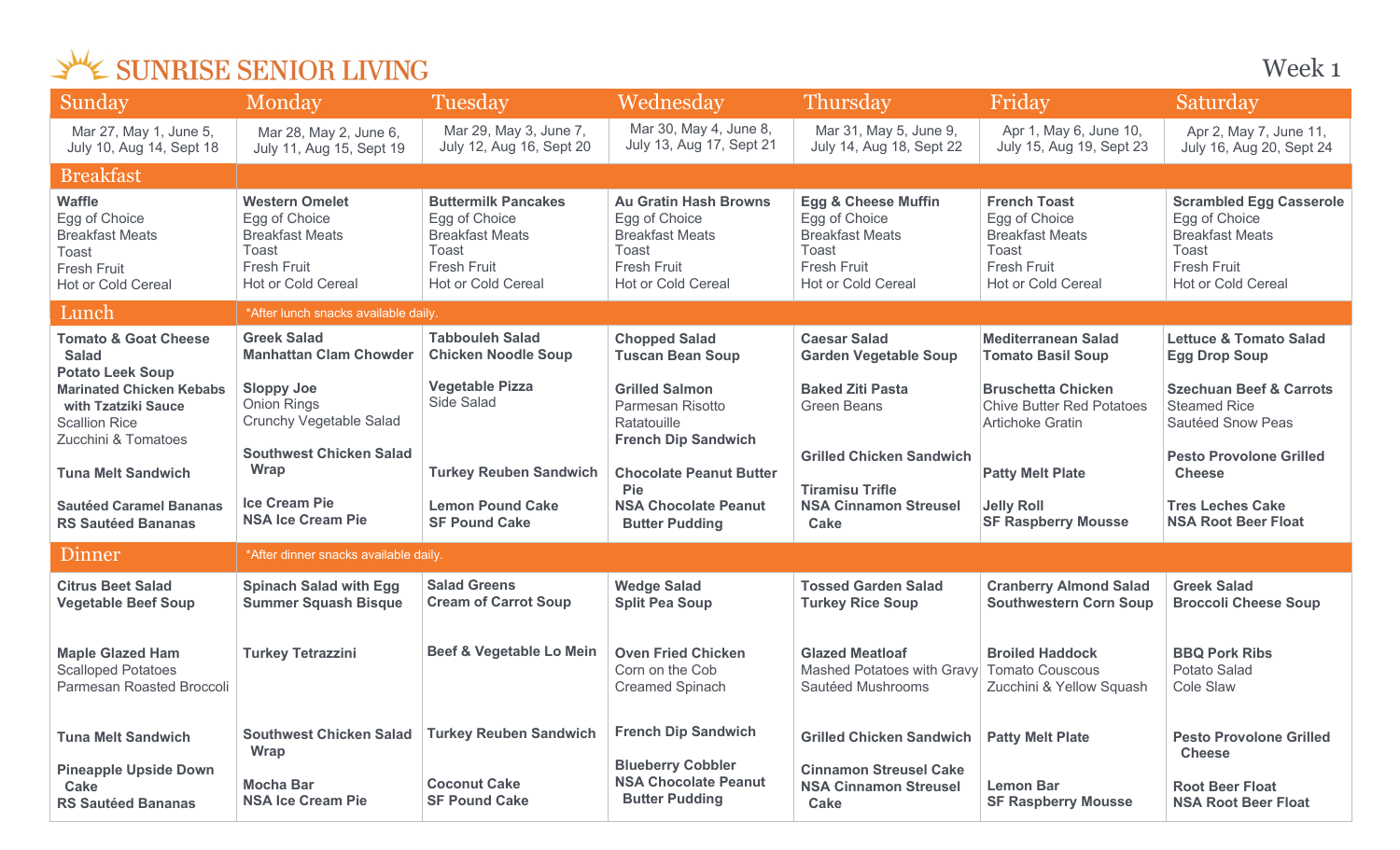# SUNRISE SENIOR LIVING

Week 1

| | Sunday | Monday | Tuesday | Wednesday | Thursday | Friday | Saturday |
|---|---|---|---|---|---|---|---|
| | Mar 27, May 1, June 5, July 10, Aug 14, Sept 18 | Mar 28, May 2, June 6, July 11, Aug 15, Sept 19 | Mar 29, May 3, June 7, July 12, Aug 16, Sept 20 | Mar 30, May 4, June 8, July 13, Aug 17, Sept 21 | Mar 31, May 5, June 9, July 14, Aug 18, Sept 22 | Apr 1, May 6, June 10, July 15, Aug 19, Sept 23 | Apr 2, May 7, June 11, July 16, Aug 20, Sept 24 |
| **Breakfast** | **Waffle**<br>Egg of Choice<br>Breakfast Meats<br>Toast<br>Fresh Fruit<br>Hot or Cold Cereal | **Western Omelet**<br>Egg of Choice<br>Breakfast Meats<br>Toast<br>Fresh Fruit<br>Hot or Cold Cereal | **Buttermilk Pancakes**<br>Egg of Choice<br>Breakfast Meats<br>Toast<br>Fresh Fruit<br>Hot or Cold Cereal | **Au Gratin Hash Browns**<br>Egg of Choice<br>Breakfast Meats<br>Toast<br>Fresh Fruit<br>Hot or Cold Cereal | **Egg & Cheese Muffin**<br>Egg of Choice<br>Breakfast Meats<br>Toast<br>Fresh Fruit<br>Hot or Cold Cereal | **French Toast**<br>Egg of Choice<br>Breakfast Meats<br>Toast<br>Fresh Fruit<br>Hot or Cold Cereal | **Scrambled Egg Casserole**<br>Egg of Choice<br>Breakfast Meats<br>Toast<br>Fresh Fruit<br>Hot or Cold Cereal |
| **Lunch** | *After lunch snacks available daily. | | | | | | |
| | **Tomato & Goat Cheese Salad**<br>**Potato Leek Soup**<br>**Marinated Chicken Kebabs with Tzatziki Sauce**<br>Scallion Rice<br>Zucchini & Tomatoes<br><br>**Tuna Melt Sandwich**<br><br>**Sautéed Caramel Bananas**<br>**RS Sautéed Bananas** | **Greek Salad**<br>**Manhattan Clam Chowder**<br><br>**Sloppy Joe**<br>Onion Rings<br>Crunchy Vegetable Salad<br><br>**Southwest Chicken Salad Wrap**<br><br>**Ice Cream Pie**<br>**NSA Ice Cream Pie** | **Tabbouleh Salad**<br>**Chicken Noodle Soup**<br><br>**Vegetable Pizza**<br>Side Salad<br><br>**Turkey Reuben Sandwich**<br><br>**Lemon Pound Cake**<br>**SF Pound Cake** | **Chopped Salad**<br>**Tuscan Bean Soup**<br><br>**Grilled Salmon**<br>Parmesan Risotto<br>Ratatouille<br>**French Dip Sandwich**<br><br>**Chocolate Peanut Butter Pie**<br>**NSA Chocolate Peanut Butter Pudding** | **Caesar Salad**<br>**Garden Vegetable Soup**<br><br>**Baked Ziti Pasta**<br>Green Beans<br><br>**Grilled Chicken Sandwich**<br><br>**Tiramisu Trifle**<br>**NSA Cinnamon Streusel Cake** | **Mediterranean Salad**<br>**Tomato Basil Soup**<br><br>**Bruschetta Chicken**<br>Chive Butter Red Potatoes<br>Artichoke Gratin<br><br>**Patty Melt Plate**<br><br>**Jelly Roll**<br>**SF Raspberry Mousse** | **Lettuce & Tomato Salad**<br>**Egg Drop Soup**<br><br>**Szechuan Beef & Carrots**<br>Steamed Rice<br>Sautéed Snow Peas<br><br>**Pesto Provolone Grilled Cheese**<br><br>**Tres Leches Cake**<br>**NSA Root Beer Float** |
| **Dinner** | *After dinner snacks available daily. | | | | | | |
| | **Citrus Beet Salad**<br>**Vegetable Beef Soup**<br><br>**Maple Glazed Ham**<br>Scalloped Potatoes<br>Parmesan Roasted Broccoli<br><br>**Tuna Melt Sandwich**<br><br>**Pineapple Upside Down Cake**<br>**RS Sautéed Bananas** | **Spinach Salad with Egg**<br>**Summer Squash Bisque**<br><br>**Turkey Tetrazzini**<br><br>**Southwest Chicken Salad Wrap**<br><br>**Mocha Bar**<br>**NSA Ice Cream Pie** | **Salad Greens**<br>**Cream of Carrot Soup**<br><br>**Beef & Vegetable Lo Mein**<br><br>**Turkey Reuben Sandwich**<br><br>**Coconut Cake**<br>**SF Pound Cake** | **Wedge Salad**<br>**Split Pea Soup**<br><br>**Oven Fried Chicken**<br>Corn on the Cob<br>Creamed Spinach<br><br>**French Dip Sandwich**<br><br>**Blueberry Cobbler**<br>**NSA Chocolate Peanut Butter Pudding** | **Tossed Garden Salad**<br>**Turkey Rice Soup**<br><br>**Glazed Meatloaf**<br>Mashed Potatoes with Gravy<br>Sautéed Mushrooms<br><br>**Grilled Chicken Sandwich**<br><br>**Cinnamon Streusel Cake**<br>**NSA Cinnamon Streusel Cake** | **Cranberry Almond Salad**<br>**Southwestern Corn Soup**<br><br>**Broiled Haddock**<br>Tomato Couscous<br>Zucchini & Yellow Squash<br><br>**Patty Melt Plate**<br><br>**Lemon Bar**<br>**SF Raspberry Mousse** | **Greek Salad**<br>**Broccoli Cheese Soup**<br><br>**BBQ Pork Ribs**<br>Potato Salad<br>Cole Slaw<br><br>**Pesto Provolone Grilled Cheese**<br><br>**Root Beer Float**<br>**NSA Root Beer Float** |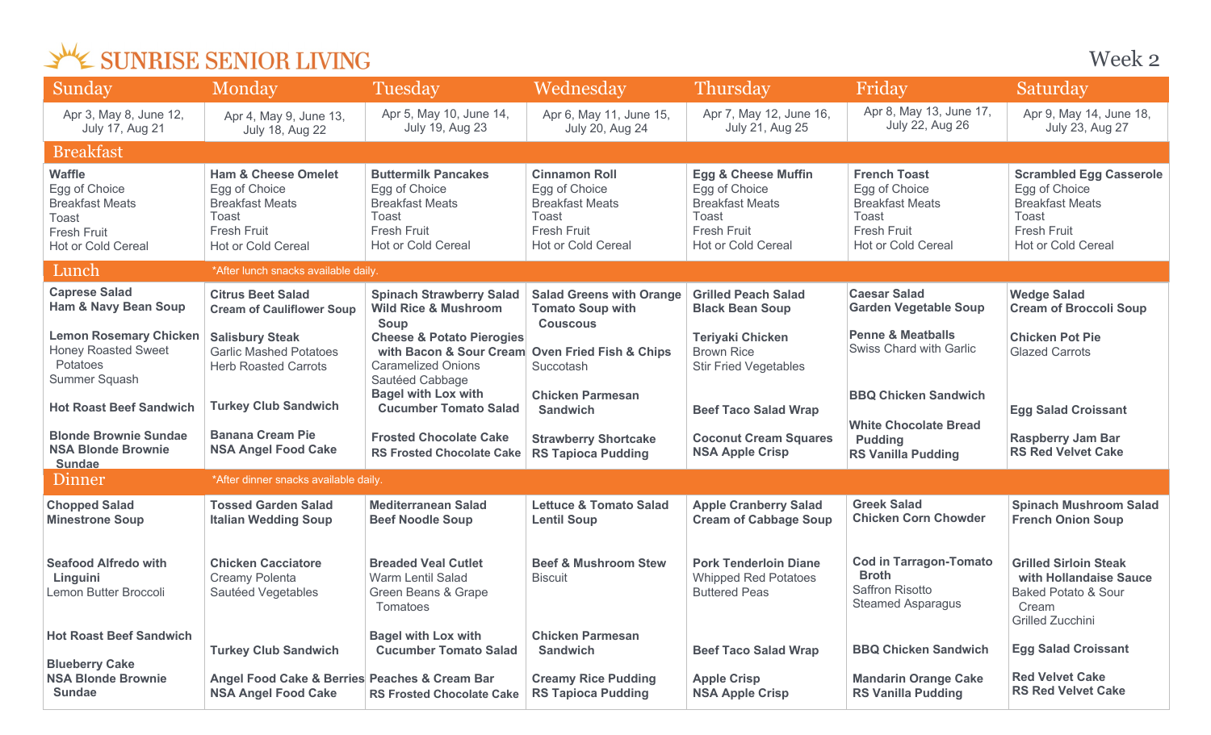# SUNRISE SENIOR LIVING

Week 2

| | Sunday | Monday | Tuesday | Wednesday | Thursday | Friday | Saturday |
|---|---|---|---|---|---|---|---|
| | Apr 3, May 8, June 12, July 17, Aug 21 | Apr 4, May 9, June 13, July 18, Aug 22 | Apr 5, May 10, June 14, July 19, Aug 23 | Apr 6, May 11, June 15, July 20, Aug 24 | Apr 7, May 12, June 16, July 21, Aug 25 | Apr 8, May 13, June 17, July 22, Aug 26 | Apr 9, May 14, June 18, July 23, Aug 27 |
| **Breakfast** | **Waffle**<br>Egg of Choice<br>Breakfast Meats<br>Toast<br>Fresh Fruit<br>Hot or Cold Cereal | **Ham & Cheese Omelet**<br>Egg of Choice<br>Breakfast Meats<br>Toast<br>Fresh Fruit<br>Hot or Cold Cereal | **Buttermilk Pancakes**<br>Egg of Choice<br>Breakfast Meats<br>Toast<br>Fresh Fruit<br>Hot or Cold Cereal | **Cinnamon Roll**<br>Egg of Choice<br>Breakfast Meats<br>Toast<br>Fresh Fruit<br>Hot or Cold Cereal | **Egg & Cheese Muffin**<br>Egg of Choice<br>Breakfast Meats<br>Toast<br>Fresh Fruit<br>Hot or Cold Cereal | **French Toast**<br>Egg of Choice<br>Breakfast Meats<br>Toast<br>Fresh Fruit<br>Hot or Cold Cereal | **Scrambled Egg Casserole**<br>Egg of Choice<br>Breakfast Meats<br>Toast<br>Fresh Fruit<br>Hot or Cold Cereal |
| **Lunch** *After lunch snacks available daily. | **Caprese Salad**<br>**Ham & Navy Bean Soup**<br><br>**Lemon Rosemary Chicken**<br>Honey Roasted Sweet Potatoes<br>Summer Squash<br><br>**Hot Roast Beef Sandwich**<br><br>**Blonde Brownie Sundae**<br>**NSA Blonde Brownie Sundae** | **Citrus Beet Salad**<br>**Cream of Cauliflower Soup**<br><br>**Salisbury Steak**<br>Garlic Mashed Potatoes<br>Herb Roasted Carrots<br><br>**Turkey Club Sandwich**<br><br>**Banana Cream Pie**<br>**NSA Angel Food Cake** | **Spinach Strawberry Salad**<br>**Wild Rice & Mushroom Soup**<br><br>**Cheese & Potato Pierogies with Bacon & Sour Cream**<br>Caramelized Onions<br>Sautéed Cabbage<br><br>**Bagel with Lox with Cucumber Tomato Salad**<br><br>**Frosted Chocolate Cake**<br>**RS Frosted Chocolate Cake** | **Salad Greens with Orange**<br>**Tomato Soup with Couscous**<br><br>**Oven Fried Fish & Chips**<br>Succotash<br><br>**Chicken Parmesan Sandwich**<br><br>**Strawberry Shortcake**<br>**RS Tapioca Pudding** | **Grilled Peach Salad**<br>**Black Bean Soup**<br><br>**Teriyaki Chicken**<br>Brown Rice<br>Stir Fried Vegetables<br><br>**Beef Taco Salad Wrap**<br><br>**Coconut Cream Squares**<br>**NSA Apple Crisp** | **Caesar Salad**<br>**Garden Vegetable Soup**<br><br>**Penne & Meatballs**<br>Swiss Chard with Garlic<br><br>**BBQ Chicken Sandwich**<br><br>**White Chocolate Bread Pudding**<br>**RS Vanilla Pudding** | **Wedge Salad**<br>**Cream of Broccoli Soup**<br><br>**Chicken Pot Pie**<br>Glazed Carrots<br><br>**Egg Salad Croissant**<br><br>**Raspberry Jam Bar**<br>**RS Red Velvet Cake** |
| **Dinner** *After dinner snacks available daily. | **Chopped Salad**<br>**Minestrone Soup**<br><br>**Seafood Alfredo with Linguini**<br>Lemon Butter Broccoli<br><br>**Hot Roast Beef Sandwich**<br><br>**Blueberry Cake**<br>**NSA Blonde Brownie Sundae** | **Tossed Garden Salad**<br>**Italian Wedding Soup**<br><br>**Chicken Cacciatore**<br>Creamy Polenta<br>Sautéed Vegetables<br><br>**Turkey Club Sandwich**<br><br>**Angel Food Cake & Berries**<br>**NSA Angel Food Cake** | **Mediterranean Salad**<br>**Beef Noodle Soup**<br><br>**Breaded Veal Cutlet**<br>Warm Lentil Salad<br>Green Beans & Grape Tomatoes<br><br>**Bagel with Lox with Cucumber Tomato Salad**<br><br>**Peaches & Cream Bar**<br>**RS Frosted Chocolate Cake** | **Lettuce & Tomato Salad**<br>**Lentil Soup**<br><br>**Beef & Mushroom Stew**<br>Biscuit<br><br>**Chicken Parmesan Sandwich**<br><br>**Creamy Rice Pudding**<br>**RS Tapioca Pudding** | **Apple Cranberry Salad**<br>**Cream of Cabbage Soup**<br><br>**Pork Tenderloin Diane**<br>Whipped Red Potatoes<br>Buttered Peas<br><br>**Beef Taco Salad Wrap**<br><br>**Apple Crisp**<br>**NSA Apple Crisp** | **Greek Salad**<br>**Chicken Corn Chowder**<br><br>**Cod in Tarragon-Tomato Broth**<br>Saffron Risotto<br>Steamed Asparagus<br><br>**BBQ Chicken Sandwich**<br><br>**Mandarin Orange Cake**<br>**RS Vanilla Pudding** | **Spinach Mushroom Salad**<br>**French Onion Soup**<br><br>**Grilled Sirloin Steak with Hollandaise Sauce**<br>Baked Potato & Sour Cream<br>Grilled Zucchini<br><br>**Egg Salad Croissant**<br><br>**Red Velvet Cake**<br>**RS Red Velvet Cake** |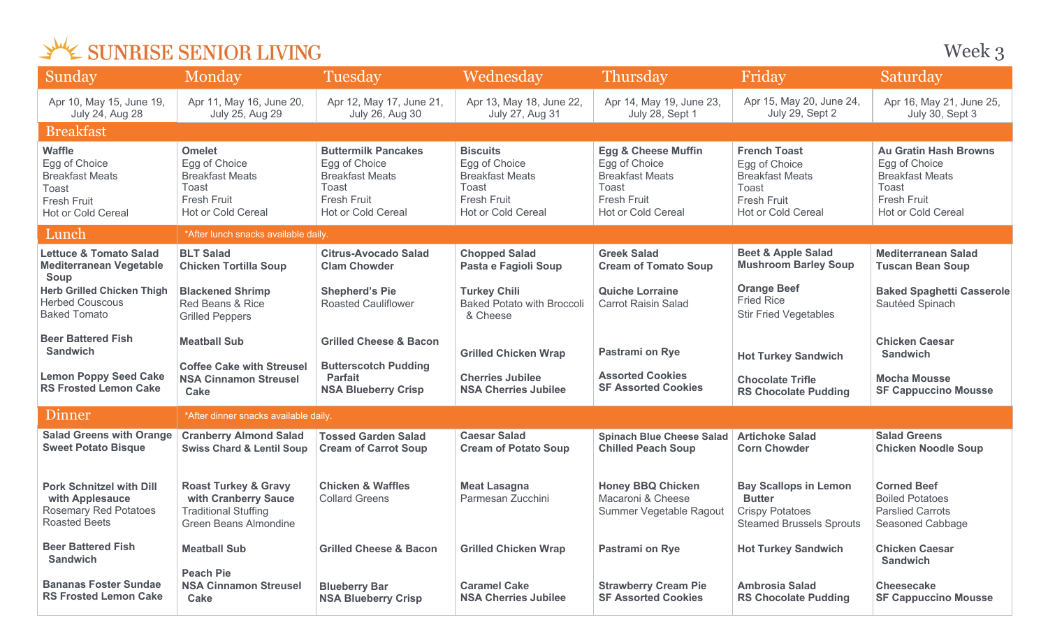# SUNRISE SENIOR LIVING

Week 3

| | Sunday | Monday | Tuesday | Wednesday | Thursday | Friday | Saturday |
|---|---|---|---|---|---|---|---|
| | Apr 10, May 15, June 19, July 24, Aug 28 | Apr 11, May 16, June 20, July 25, Aug 29 | Apr 12, May 17, June 21, July 26, Aug 30 | Apr 13, May 18, June 22, July 27, Aug 31 | Apr 14, May 19, June 23, July 28, Sept 1 | Apr 15, May 20, June 24, July 29, Sept 2 | Apr 16, May 21, June 25, July 30, Sept 3 |
| **Breakfast** | **Waffle**<br>Egg of Choice<br>Breakfast Meats<br>Toast<br>Fresh Fruit<br>Hot or Cold Cereal | **Omelet**<br>Egg of Choice<br>Breakfast Meats<br>Toast<br>Fresh Fruit<br>Hot or Cold Cereal | **Buttermilk Pancakes**<br>Egg of Choice<br>Breakfast Meats<br>Toast<br>Fresh Fruit<br>Hot or Cold Cereal | **Biscuits**<br>Egg of Choice<br>Breakfast Meats<br>Toast<br>Fresh Fruit<br>Hot or Cold Cereal | **Egg & Cheese Muffin**<br>Egg of Choice<br>Breakfast Meats<br>Toast<br>Fresh Fruit<br>Hot or Cold Cereal | **French Toast**<br>Egg of Choice<br>Breakfast Meats<br>Toast<br>Fresh Fruit<br>Hot or Cold Cereal | **Au Gratin Hash Browns**<br>Egg of Choice<br>Breakfast Meats<br>Toast<br>Fresh Fruit<br>Hot or Cold Cereal |
| **Lunch** *After lunch snacks available daily. | **Lettuce & Tomato Salad**<br>**Mediterranean Vegetable Soup**<br>**Herb Grilled Chicken Thigh**<br>Herbed Couscous<br>Baked Tomato<br>**Beer Battered Fish Sandwich**<br>**Lemon Poppy Seed Cake**<br>**RS Frosted Lemon Cake** | **BLT Salad**<br>**Chicken Tortilla Soup**<br>**Blackened Shrimp**<br>Red Beans & Rice<br>Grilled Peppers<br>**Meatball Sub**<br>**Coffee Cake with Streusel**<br>**NSA Cinnamon Streusel Cake** | **Citrus-Avocado Salad**<br>**Clam Chowder**<br>**Shepherd's Pie**<br>Roasted Cauliflower<br>**Grilled Cheese & Bacon**<br>**Butterscotch Pudding Parfait**<br>**NSA Blueberry Crisp** | **Chopped Salad**<br>**Pasta e Fagioli Soup**<br>**Turkey Chili**<br>Baked Potato with Broccoli & Cheese<br>**Grilled Chicken Wrap**<br>**Cherries Jubilee**<br>**NSA Cherries Jubilee** | **Greek Salad**<br>**Cream of Tomato Soup**<br>**Quiche Lorraine**<br>Carrot Raisin Salad<br>**Pastrami on Rye**<br>**Assorted Cookies**<br>**SF Assorted Cookies** | **Beet & Apple Salad**<br>**Mushroom Barley Soup**<br>**Orange Beef**<br>Fried Rice<br>Stir Fried Vegetables<br>**Hot Turkey Sandwich**<br>**Chocolate Trifle**<br>**RS Chocolate Pudding** | **Mediterranean Salad**<br>**Tuscan Bean Soup**<br>**Baked Spaghetti Casserole**<br>Sautéed Spinach<br>**Chicken Caesar Sandwich**<br>**Mocha Mousse**<br>**SF Cappuccino Mousse** |
| **Dinner** *After dinner snacks available daily. | **Salad Greens with Orange**<br>**Sweet Potato Bisque**<br>**Pork Schnitzel with Dill with Applesauce**<br>Rosemary Red Potatoes<br>Roasted Beets<br>**Beer Battered Fish Sandwich**<br>**Bananas Foster Sundae**<br>**RS Frosted Lemon Cake** | **Cranberry Almond Salad**<br>**Swiss Chard & Lentil Soup**<br>**Roast Turkey & Gravy with Cranberry Sauce**<br>Traditional Stuffing<br>Green Beans Almondine<br>**Meatball Sub**<br>**Peach Pie**<br>**NSA Cinnamon Streusel Cake** | **Tossed Garden Salad**<br>**Cream of Carrot Soup**<br>**Chicken & Waffles**<br>Collard Greens<br>**Grilled Cheese & Bacon**<br>**Blueberry Bar**<br>**NSA Blueberry Crisp** | **Caesar Salad**<br>**Cream of Potato Soup**<br>**Meat Lasagna**<br>Parmesan Zucchini<br>**Grilled Chicken Wrap**<br>**Caramel Cake**<br>**NSA Cherries Jubilee** | **Spinach Blue Cheese Salad**<br>**Chilled Peach Soup**<br>**Honey BBQ Chicken**<br>Macaroni & Cheese<br>Summer Vegetable Ragout<br>**Pastrami on Rye**<br>**Strawberry Cream Pie**<br>**SF Assorted Cookies** | **Artichoke Salad**<br>**Corn Chowder**<br>**Bay Scallops in Lemon Butter**<br>Crispy Potatoes<br>Steamed Brussels Sprouts<br>**Hot Turkey Sandwich**<br>**Ambrosia Salad**<br>**RS Chocolate Pudding** | **Salad Greens**<br>**Chicken Noodle Soup**<br>**Corned Beef**<br>Boiled Potatoes<br>Parslied Carrots<br>Seasoned Cabbage<br>**Chicken Caesar Sandwich**<br>**Cheesecake**<br>**SF Cappuccino Mousse** |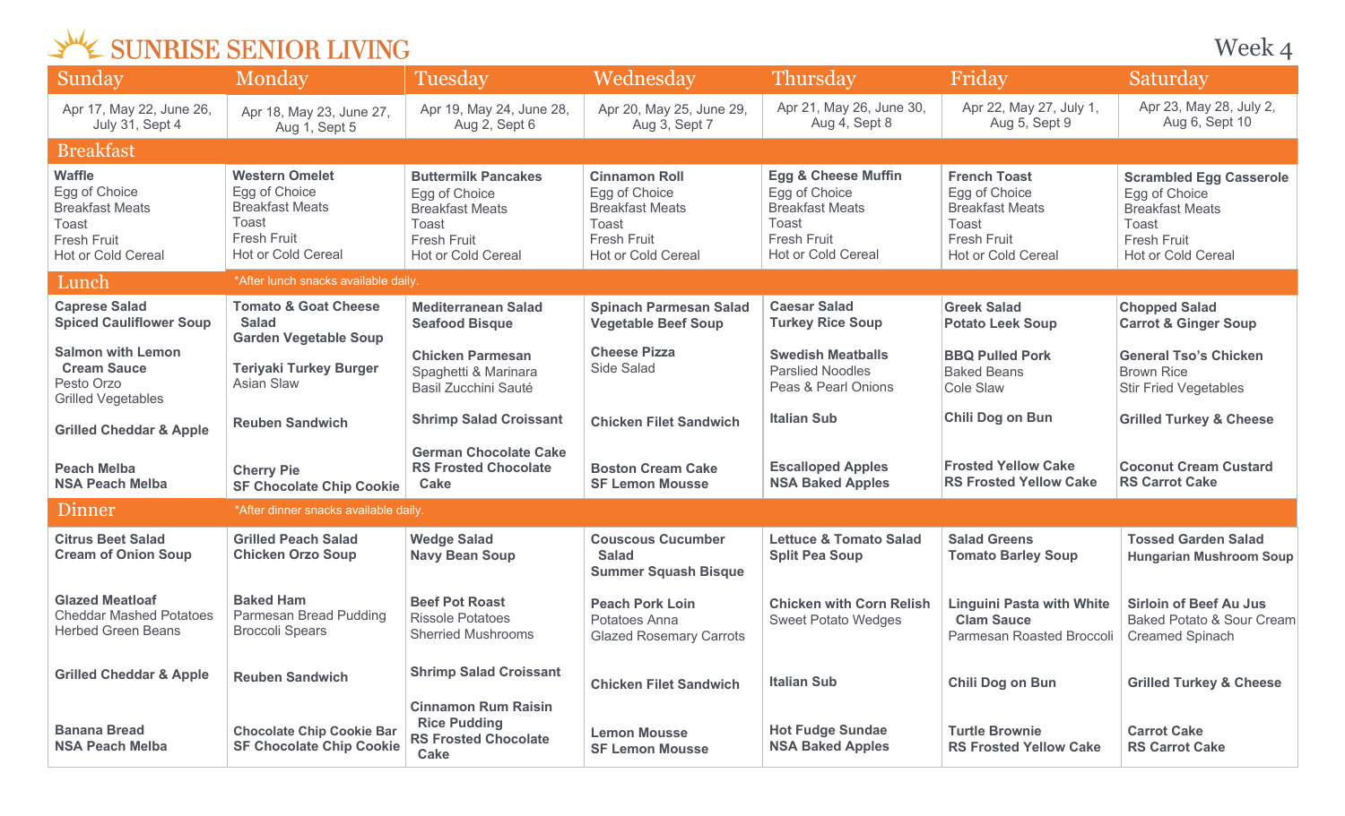# SUNRISE SENIOR LIVING

Week 4

| | Sunday | Monday | Tuesday | Wednesday | Thursday | Friday | Saturday |
|---|---|---|---|---|---|---|---|
| | Apr 17, May 22, June 26, July 31, Sept 4 | Apr 18, May 23, June 27, Aug 1, Sept 5 | Apr 19, May 24, June 28, Aug 2, Sept 6 | Apr 20, May 25, June 29, Aug 3, Sept 7 | Apr 21, May 26, June 30, Aug 4, Sept 8 | Apr 22, May 27, July 1, Aug 5, Sept 9 | Apr 23, May 28, July 2, Aug 6, Sept 10 |
| **Breakfast** | **Waffle**<br>Egg of Choice<br>Breakfast Meats<br>Toast<br>Fresh Fruit<br>Hot or Cold Cereal | **Western Omelet**<br>Egg of Choice<br>Breakfast Meats<br>Toast<br>Fresh Fruit<br>Hot or Cold Cereal | **Buttermilk Pancakes**<br>Egg of Choice<br>Breakfast Meats<br>Toast<br>Fresh Fruit<br>Hot or Cold Cereal | **Cinnamon Roll**<br>Egg of Choice<br>Breakfast Meats<br>Toast<br>Fresh Fruit<br>Hot or Cold Cereal | **Egg & Cheese Muffin**<br>Egg of Choice<br>Breakfast Meats<br>Toast<br>Fresh Fruit<br>Hot or Cold Cereal | **French Toast**<br>Egg of Choice<br>Breakfast Meats<br>Toast<br>Fresh Fruit<br>Hot or Cold Cereal | **Scrambled Egg Casserole**<br>Egg of Choice<br>Breakfast Meats<br>Toast<br>Fresh Fruit<br>Hot or Cold Cereal |
| **Lunch** *After lunch snacks available daily.* | **Caprese Salad**<br>**Spiced Cauliflower Soup**<br><br>**Salmon with Lemon Cream Sauce**<br>Pesto Orzo<br>Grilled Vegetables<br><br>**Grilled Cheddar & Apple**<br><br>**Peach Melba**<br>**NSA Peach Melba** | **Tomato & Goat Cheese Salad**<br>**Garden Vegetable Soup**<br><br>**Teriyaki Turkey Burger**<br>Asian Slaw<br><br>**Reuben Sandwich**<br><br>**Cherry Pie**<br>**SF Chocolate Chip Cookie** | **Mediterranean Salad**<br>**Seafood Bisque**<br><br>**Chicken Parmesan**<br>Spaghetti & Marinara<br>Basil Zucchini Sauté<br><br>**Shrimp Salad Croissant**<br><br>**German Chocolate Cake**<br>**RS Frosted Chocolate Cake** | **Spinach Parmesan Salad**<br>**Vegetable Beef Soup**<br><br>**Cheese Pizza**<br>Side Salad<br><br>**Chicken Filet Sandwich**<br><br>**Boston Cream Cake**<br>**SF Lemon Mousse** | **Caesar Salad**<br>**Turkey Rice Soup**<br><br>**Swedish Meatballs**<br>Parslied Noodles<br>Peas & Pearl Onions<br><br>**Italian Sub**<br><br>**Escalloped Apples**<br>**NSA Baked Apples** | **Greek Salad**<br>**Potato Leek Soup**<br><br>**BBQ Pulled Pork**<br>Baked Beans<br>Cole Slaw<br><br>**Chili Dog on Bun**<br><br>**Frosted Yellow Cake**<br>**RS Frosted Yellow Cake** | **Chopped Salad**<br>**Carrot & Ginger Soup**<br><br>**General Tso's Chicken**<br>Brown Rice<br>Stir Fried Vegetables<br><br>**Grilled Turkey & Cheese**<br><br>**Coconut Cream Custard**<br>**RS Carrot Cake** |
| **Dinner** *After dinner snacks available daily.* | **Citrus Beet Salad**<br>**Cream of Onion Soup**<br><br>**Glazed Meatloaf**<br>Cheddar Mashed Potatoes<br>Herbed Green Beans<br><br>**Grilled Cheddar & Apple**<br><br>**Banana Bread**<br>**NSA Peach Melba** | **Grilled Peach Salad**<br>**Chicken Orzo Soup**<br><br>**Baked Ham**<br>Parmesan Bread Pudding<br>Broccoli Spears<br><br>**Reuben Sandwich**<br><br>**Chocolate Chip Cookie Bar**<br>**SF Chocolate Chip Cookie** | **Wedge Salad**<br>**Navy Bean Soup**<br><br>**Beef Pot Roast**<br>Rissole Potatoes<br>Sherried Mushrooms<br><br>**Shrimp Salad Croissant**<br><br>**Cinnamon Rum Raisin Rice Pudding**<br>**RS Frosted Chocolate Cake** | **Couscous Cucumber Salad**<br>**Summer Squash Bisque**<br><br>**Peach Pork Loin**<br>Potatoes Anna<br>Glazed Rosemary Carrots<br><br>**Chicken Filet Sandwich**<br><br>**Lemon Mousse**<br>**SF Lemon Mousse** | **Lettuce & Tomato Salad**<br>**Split Pea Soup**<br><br>**Chicken with Corn Relish**<br>Sweet Potato Wedges<br><br>**Italian Sub**<br><br>**Hot Fudge Sundae**<br>**NSA Baked Apples** | **Salad Greens**<br>**Tomato Barley Soup**<br><br>**Linguini Pasta with White Clam Sauce**<br>Parmesan Roasted Broccoli<br><br>**Chili Dog on Bun**<br><br>**Turtle Brownie**<br>**RS Frosted Yellow Cake** | **Tossed Garden Salad**<br>**Hungarian Mushroom Soup**<br><br>**Sirloin of Beef Au Jus**<br>Baked Potato & Sour Cream<br>Creamed Spinach<br><br>**Grilled Turkey & Cheese**<br><br>**Carrot Cake**<br>**RS Carrot Cake** |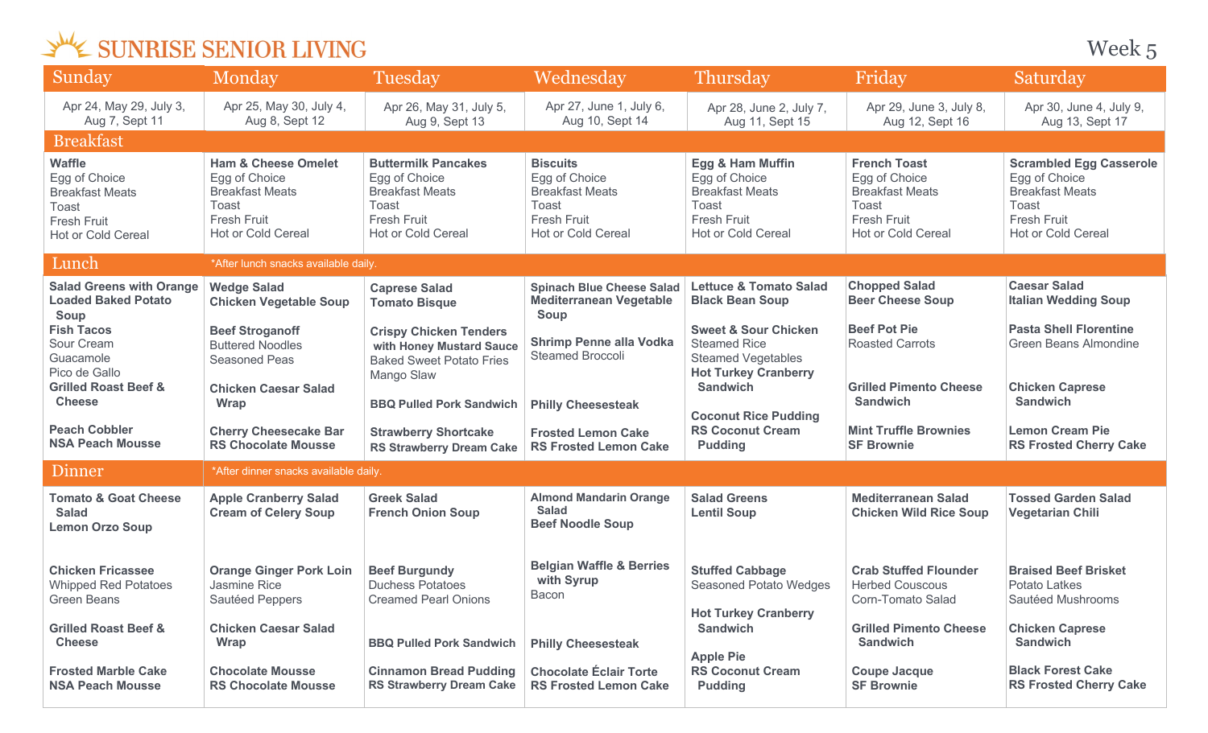# SUNRISE SENIOR LIVING

Week 5

| | Sunday | Monday | Tuesday | Wednesday | Thursday | Friday | Saturday |
|---|---|---|---|---|---|---|---|
| | Apr 24, May 29, July 3, Aug 7, Sept 11 | Apr 25, May 30, July 4, Aug 8, Sept 12 | Apr 26, May 31, July 5, Aug 9, Sept 13 | Apr 27, June 1, July 6, Aug 10, Sept 14 | Apr 28, June 2, July 7, Aug 11, Sept 15 | Apr 29, June 3, July 8, Aug 12, Sept 16 | Apr 30, June 4, July 9, Aug 13, Sept 17 |
| **Breakfast** | **Waffle**<br>Egg of Choice<br>Breakfast Meats<br>Toast<br>Fresh Fruit<br>Hot or Cold Cereal | **Ham & Cheese Omelet**<br>Egg of Choice<br>Breakfast Meats<br>Toast<br>Fresh Fruit<br>Hot or Cold Cereal | **Buttermilk Pancakes**<br>Egg of Choice<br>Breakfast Meats<br>Toast<br>Fresh Fruit<br>Hot or Cold Cereal | **Biscuits**<br>Egg of Choice<br>Breakfast Meats<br>Toast<br>Fresh Fruit<br>Hot or Cold Cereal | **Egg & Ham Muffin**<br>Egg of Choice<br>Breakfast Meats<br>Toast<br>Fresh Fruit<br>Hot or Cold Cereal | **French Toast**<br>Egg of Choice<br>Breakfast Meats<br>Toast<br>Fresh Fruit<br>Hot or Cold Cereal | **Scrambled Egg Casserole**<br>Egg of Choice<br>Breakfast Meats<br>Toast<br>Fresh Fruit<br>Hot or Cold Cereal |
| **Lunch** *After lunch snacks available daily.* | **Salad Greens with Orange**<br>**Loaded Baked Potato Soup**<br>**Fish Tacos**<br>Sour Cream<br>Guacamole<br>Pico de Gallo<br>**Grilled Roast Beef & Cheese**<br>**Peach Cobbler**<br>**NSA Peach Mousse** | **Wedge Salad**<br>**Chicken Vegetable Soup**<br>**Beef Stroganoff**<br>Buttered Noodles<br>Seasoned Peas<br>**Chicken Caesar Salad Wrap**<br>**Cherry Cheesecake Bar**<br>**RS Chocolate Mousse** | **Caprese Salad**<br>**Tomato Bisque**<br>**Crispy Chicken Tenders with Honey Mustard Sauce**<br>Baked Sweet Potato Fries<br>Mango Slaw<br>**BBQ Pulled Pork Sandwich**<br>**Strawberry Shortcake**<br>**RS Strawberry Dream Cake** | **Spinach Blue Cheese Salad**<br>**Mediterranean Vegetable Soup**<br>**Shrimp Penne alla Vodka**<br>Steamed Broccoli<br>**Philly Cheesesteak**<br>**Frosted Lemon Cake**<br>**RS Frosted Lemon Cake** | **Lettuce & Tomato Salad**<br>**Black Bean Soup**<br>**Sweet & Sour Chicken**<br>Steamed Rice<br>Steamed Vegetables<br>**Hot Turkey Cranberry Sandwich**<br>**Coconut Rice Pudding**<br>**RS Coconut Cream Pudding** | **Chopped Salad**<br>**Beer Cheese Soup**<br>**Beef Pot Pie**<br>Roasted Carrots<br>**Grilled Pimento Cheese Sandwich**<br>**Mint Truffle Brownies**<br>**SF Brownie** | **Caesar Salad**<br>**Italian Wedding Soup**<br>**Pasta Shell Florentine**<br>Green Beans Almondine<br>**Chicken Caprese Sandwich**<br>**Lemon Cream Pie**<br>**RS Frosted Cherry Cake** |
| **Dinner** *After dinner snacks available daily.* | **Tomato & Goat Cheese Salad**<br>**Lemon Orzo Soup**<br>**Chicken Fricassee**<br>Whipped Red Potatoes<br>Green Beans<br>**Grilled Roast Beef & Cheese**<br>**Frosted Marble Cake**<br>**NSA Peach Mousse** | **Apple Cranberry Salad**<br>**Cream of Celery Soup**<br>**Orange Ginger Pork Loin**<br>Jasmine Rice<br>Sautéed Peppers<br>**Chicken Caesar Salad Wrap**<br>**Chocolate Mousse**<br>**RS Chocolate Mousse** | **Greek Salad**<br>**French Onion Soup**<br>**Beef Burgundy**<br>Duchess Potatoes<br>Creamed Pearl Onions<br>**BBQ Pulled Pork Sandwich**<br>**Cinnamon Bread Pudding**<br>**RS Strawberry Dream Cake** | **Almond Mandarin Orange Salad**<br>**Beef Noodle Soup**<br>**Belgian Waffle & Berries with Syrup**<br>Bacon<br>**Philly Cheesesteak**<br>**Chocolate Éclair Torte**<br>**RS Frosted Lemon Cake** | **Salad Greens**<br>**Lentil Soup**<br>**Stuffed Cabbage**<br>Seasoned Potato Wedges<br>**Hot Turkey Cranberry Sandwich**<br>**Apple Pie**<br>**RS Coconut Cream Pudding** | **Mediterranean Salad**<br>**Chicken Wild Rice Soup**<br>**Crab Stuffed Flounder**<br>Herbed Couscous<br>Corn-Tomato Salad<br>**Grilled Pimento Cheese Sandwich**<br>**Coupe Jacque**<br>**SF Brownie** | **Tossed Garden Salad**<br>**Vegetarian Chili**<br>**Braised Beef Brisket**<br>Potato Latkes<br>Sautéed Mushrooms<br>**Chicken Caprese Sandwich**<br>**Black Forest Cake**<br>**RS Frosted Cherry Cake** |